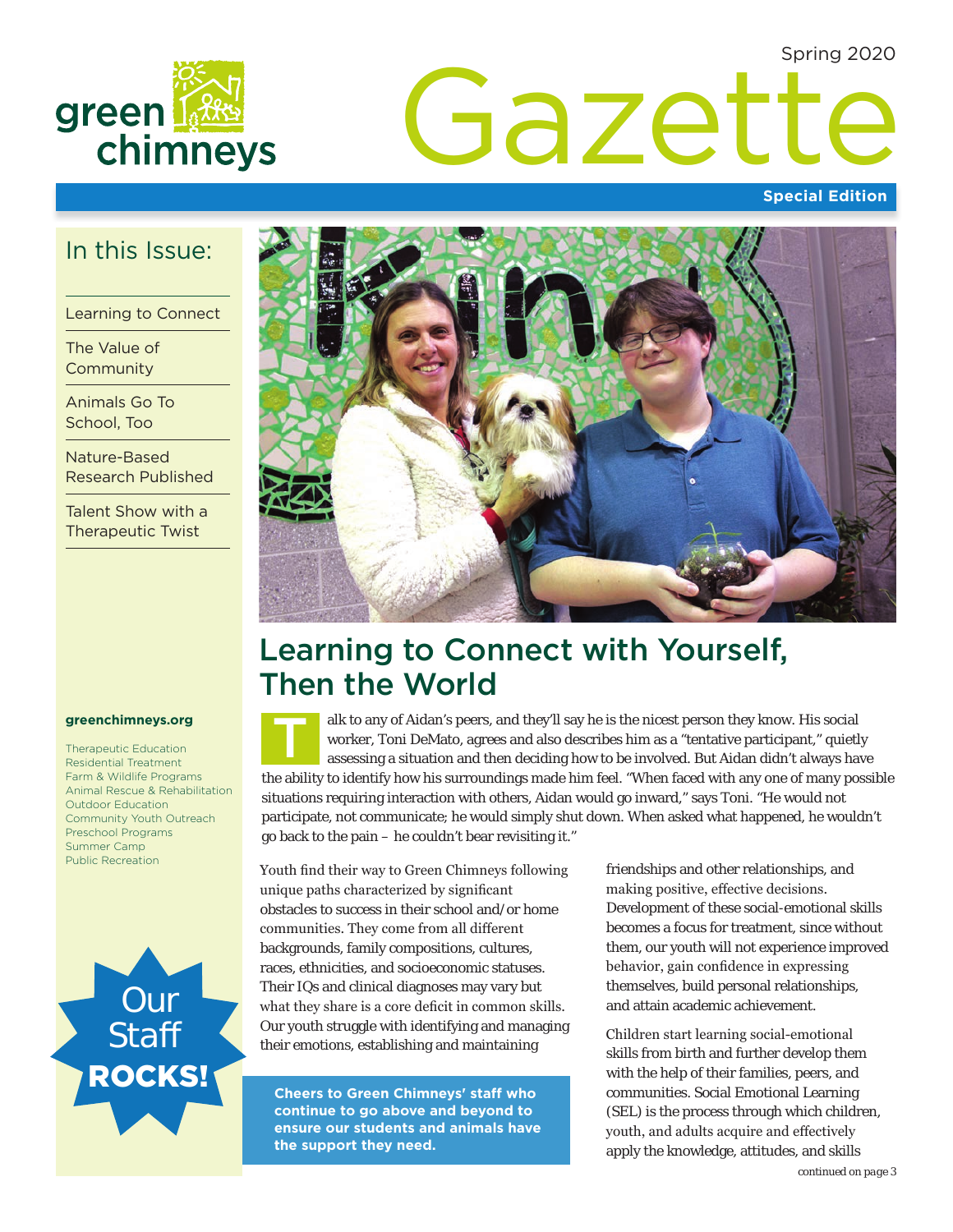green chimneys

Spring 2020

# Gazette

**Special Edition**

## In this Issue:

- Learning to Connect
- The Value of Community
- Animals Go To School, Too
- Nature-Based Research Published
- Talent Show with a Therapeutic Twist

**greenchimneys.org**

Therapeutic Education
Residential Treatment
Farm & Wildlife Programs
Animal Rescue & Rehabilitation
Outdoor Education
Community Youth Outreach
Preschool Programs
Summer Camp
Public Recreation

Our Staff **ROCKS!**

## Learning to Connect with Yourself, Then the World

Talk to any of Aidan's peers, and they'll say he is the nicest person they know. His social worker, Toni DeMato, agrees and also describes him as a "tentative participant," quietly assessing a situation and then deciding how to be involved. But Aidan didn't always have the ability to identify how his surroundings made him feel. "When faced with any one of many possible situations requiring interaction with others, Aidan would go inward," says Toni. "He would not participate, not communicate; he would simply shut down. When asked what happened, he wouldn't go back to the pain – he couldn't bear revisiting it."

Youth find their way to Green Chimneys following unique paths characterized by significant obstacles to success in their school and/or home communities. They come from all different backgrounds, family compositions, cultures, races, ethnicities, and socioeconomic statuses. Their IQs and clinical diagnoses may vary but what they share is a core deficit in common skills. Our youth struggle with identifying and managing their emotions, establishing and maintaining friendships and other relationships, and making positive, effective decisions. Development of these social-emotional skills becomes a focus for treatment, since without them, our youth will not experience improved behavior, gain confidence in expressing themselves, build personal relationships, and attain academic achievement.

Children start learning social-emotional skills from birth and further develop them with the help of their families, peers, and communities. Social Emotional Learning (SEL) is the process through which children, youth, and adults acquire and effectively apply the knowledge, attitudes, and skills

*continued on page 3*

**Cheers to Green Chimneys' staff who continue to go above and beyond to ensure our students and animals have the support they need.**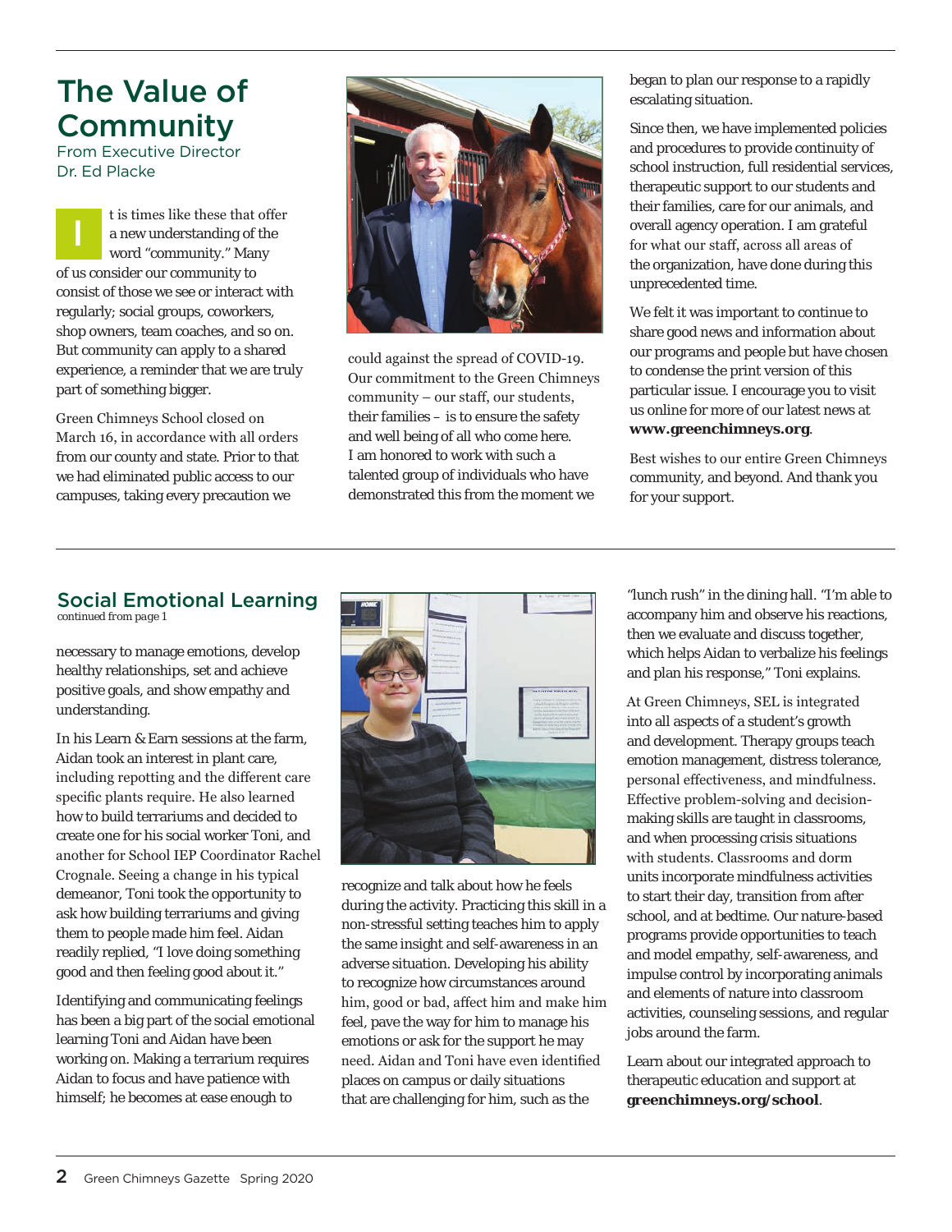## The Value of Community

From Executive Director Dr. Ed Placke

It is times like these that offer a new understanding of the word "community." Many of us consider our community to consist of those we see or interact with regularly; social groups, coworkers, shop owners, team coaches, and so on. But community can apply to a shared experience, a reminder that we are truly part of something bigger.

Green Chimneys School closed on March 16, in accordance with all orders from our county and state. Prior to that we had eliminated public access to our campuses, taking every precaution we could against the spread of COVID-19. Our commitment to the Green Chimneys community – our staff, our students, their families – is to ensure the safety and well being of all who come here. I am honored to work with such a talented group of individuals who have demonstrated this from the moment we began to plan our response to a rapidly escalating situation.

Since then, we have implemented policies and procedures to provide continuity of school instruction, full residential services, therapeutic support to our students and their families, care for our animals, and overall agency operation. I am grateful for what our staff, across all areas of the organization, have done during this unprecedented time.

We felt it was important to continue to share good news and information about our programs and people but have chosen to condense the print version of this particular issue. I encourage you to visit us online for more of our latest news at **www.greenchimneys.org**.

Best wishes to our entire Green Chimneys community, and beyond. And thank you for your support.

## Social Emotional Learning

*continued from page 1*

necessary to manage emotions, develop healthy relationships, set and achieve positive goals, and show empathy and understanding.

In his Learn & Earn sessions at the farm, Aidan took an interest in plant care, including repotting and the different care specific plants require. He also learned how to build terrariums and decided to create one for his social worker Toni, and another for School IEP Coordinator Rachel Crognale. Seeing a change in his typical demeanor, Toni took the opportunity to ask how building terrariums and giving them to people made him feel. Aidan readily replied, "I love doing something good and then feeling good about it."

Identifying and communicating feelings has been a big part of the social emotional learning Toni and Aidan have been working on. Making a terrarium requires Aidan to focus and have patience with himself; he becomes at ease enough to recognize and talk about how he feels during the activity. Practicing this skill in a non-stressful setting teaches him to apply the same insight and self-awareness in an adverse situation. Developing his ability to recognize how circumstances around him, good or bad, affect him and make him feel, pave the way for him to manage his emotions or ask for the support he may need. Aidan and Toni have even identified places on campus or daily situations that are challenging for him, such as the "lunch rush" in the dining hall. "I'm able to accompany him and observe his reactions, then we evaluate and discuss together, which helps Aidan to verbalize his feelings and plan his response," Toni explains.

At Green Chimneys, SEL is integrated into all aspects of a student's growth and development. Therapy groups teach emotion management, distress tolerance, personal effectiveness, and mindfulness. Effective problem-solving and decision-making skills are taught in classrooms, and when processing crisis situations with students. Classrooms and dorm units incorporate mindfulness activities to start their day, transition from after school, and at bedtime. Our nature-based programs provide opportunities to teach and model empathy, self-awareness, and impulse control by incorporating animals and elements of nature into classroom activities, counseling sessions, and regular jobs around the farm.

Learn about our integrated approach to therapeutic education and support at **greenchimneys.org/school**.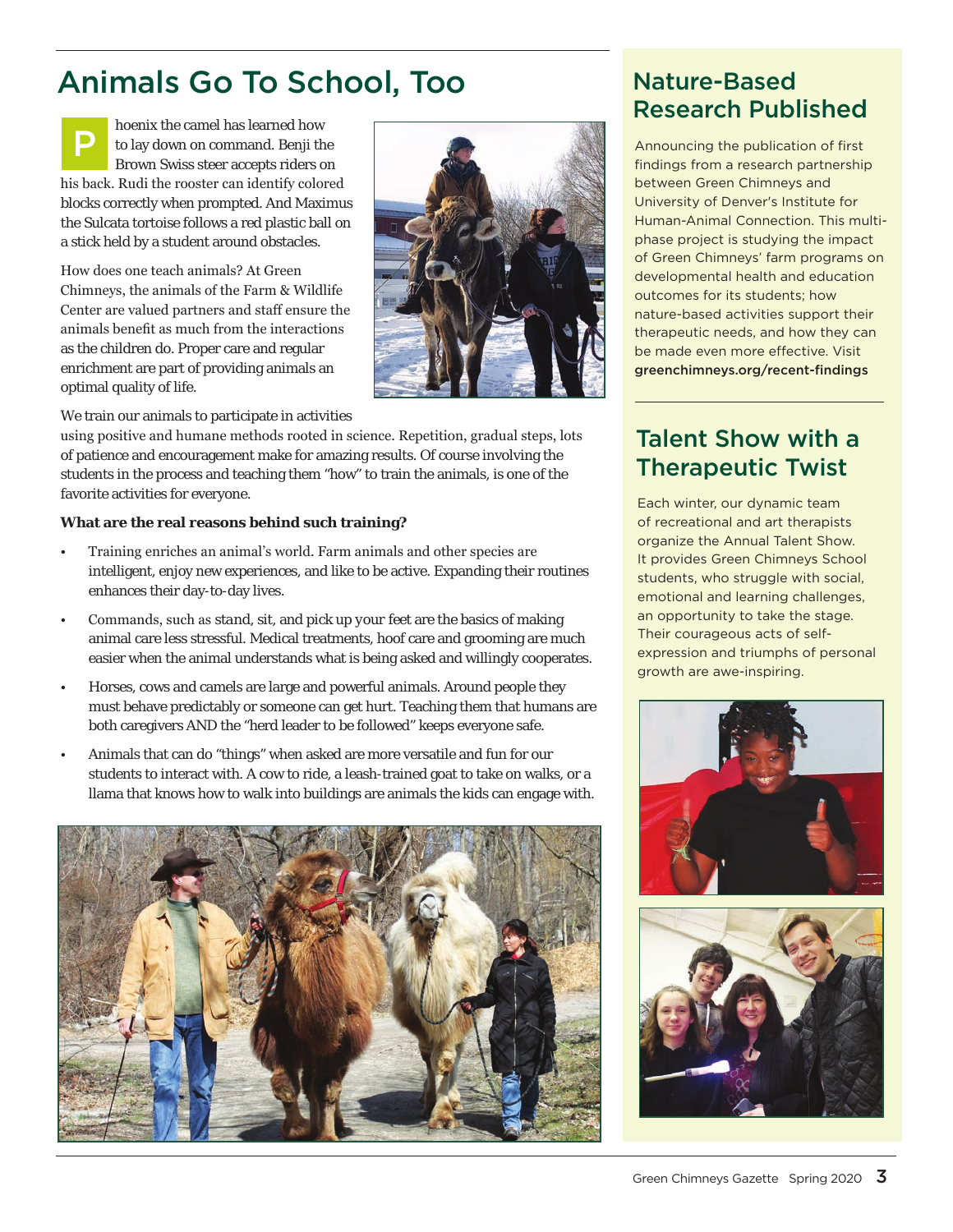# Animals Go To School, Too

Phoenix the camel has learned how to lay down on command. Benji the Brown Swiss steer accepts riders on his back. Rudi the rooster can identify colored blocks correctly when prompted. And Maximus the Sulcata tortoise follows a red plastic ball on a stick held by a student around obstacles.

How does one teach animals? At Green Chimneys, the animals of the Farm & Wildlife Center are valued partners and staff ensure the animals benefit as much from the interactions as the children do. Proper care and regular enrichment are part of providing animals an optimal quality of life.

We train our animals to participate in activities using positive and humane methods rooted in science. Repetition, gradual steps, lots of patience and encouragement make for amazing results. Of course involving the students in the process and teaching them "how" to train the animals, is one of the favorite activities for everyone.

**What are the real reasons behind such training?**

- Training enriches an animal's world. Farm animals and other species are intelligent, enjoy new experiences, and like to be active. Expanding their routines enhances their day-to-day lives.
- Commands, such as stand, sit, and pick up your feet are the basics of making animal care less stressful. Medical treatments, hoof care and grooming are much easier when the animal understands what is being asked and willingly cooperates.
- Horses, cows and camels are large and powerful animals. Around people they must behave predictably or someone can get hurt. Teaching them that humans are both caregivers AND the "herd leader to be followed" keeps everyone safe.
- Animals that can do "things" when asked are more versatile and fun for our students to interact with. A cow to ride, a leash-trained goat to take on walks, or a llama that knows how to walk into buildings are animals the kids can engage with.

## Nature-Based Research Published

Announcing the publication of first findings from a research partnership between Green Chimneys and University of Denver's Institute for Human-Animal Connection. This multi-phase project is studying the impact of Green Chimneys' farm programs on developmental health and education outcomes for its students; how nature-based activities support their therapeutic needs, and how they can be made even more effective. Visit **greenchimneys.org/recent-findings**

## Talent Show with a Therapeutic Twist

Each winter, our dynamic team of recreational and art therapists organize the Annual Talent Show. It provides Green Chimneys School students, who struggle with social, emotional and learning challenges, an opportunity to take the stage. Their courageous acts of self-expression and triumphs of personal growth are awe-inspiring.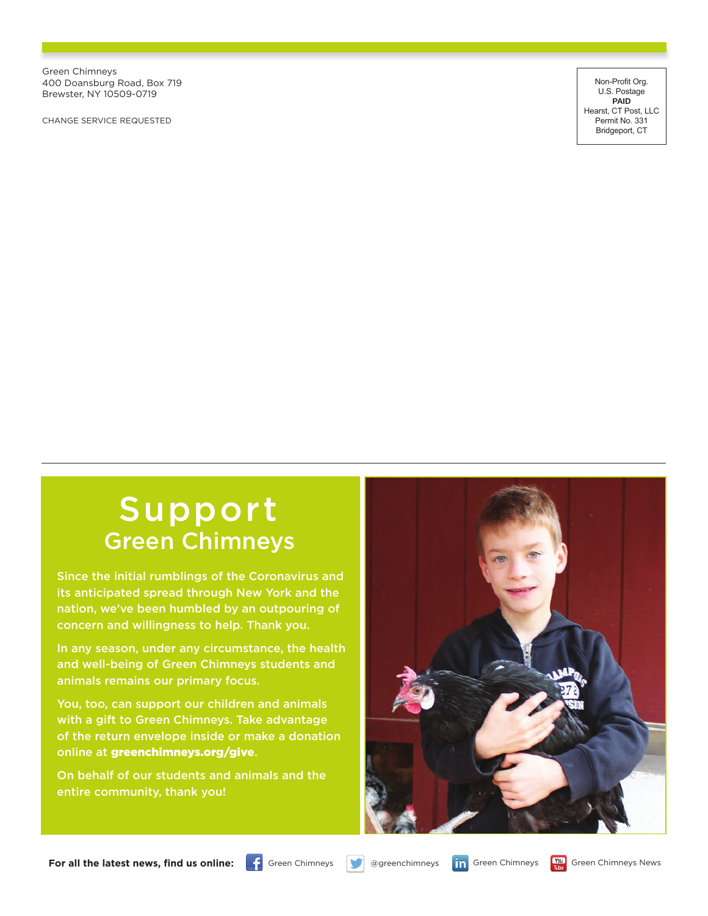Green Chimneys
400 Doansburg Road, Box 719
Brewster, NY 10509-0719

CHANGE SERVICE REQUESTED

Non-Profit Org.
U.S. Postage
**PAID**
Hearst, CT Post, LLC
Permit No. 331
Bridgeport, CT

# Support
## Green Chimneys

Since the initial rumblings of the Coronavirus and its anticipated spread through New York and the nation, we've been humbled by an outpouring of concern and willingness to help. Thank you.

In any season, under any circumstance, the health and well-being of Green Chimneys students and animals remains our primary focus.

You, too, can support our children and animals with a gift to Green Chimneys. Take advantage of the return envelope inside or make a donation online at **greenchimneys.org/give**.

On behalf of our students and animals and the entire community, thank you!

**For all the latest news, find us online:** Green Chimneys | @greenchimneys | Green Chimneys | Green Chimneys News